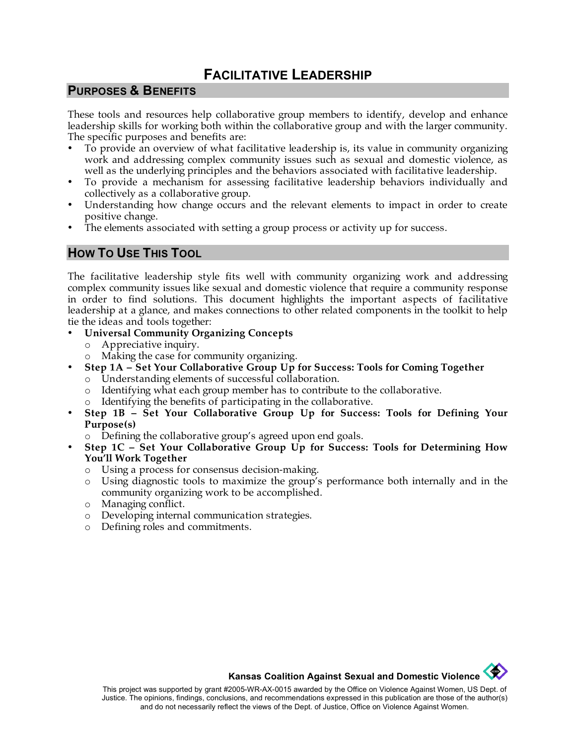# FACILITATIVE LEADERSHIP

## PURPOSES & BENEFITS

These tools and resources help collaborative group members to identify, develop and enhance leadership skills for working both within the collaborative group and with the larger community. The specific purposes and benefits are:

- To provide an overview of what facilitative leadership is, its value in community organizing work and addressing complex community issues such as sexual and domestic violence, as well as the underlying principles and the behaviors associated with facilitative leadership.
- To provide a mechanism for assessing facilitative leadership behaviors individually and collectively as a collaborative group.
- Understanding how change occurs and the relevant elements to impact in order to create positive change.
- The elements associated with setting a group process or activity up for success.

## HOW TO USE THIS TOOL

The facilitative leadership style fits well with community organizing work and addressing complex community issues like sexual and domestic violence that require a community response in order to find solutions. This document highlights the important aspects of facilitative leadership at a glance, and makes connections to other related components in the toolkit to help tie the ideas and tools together:

- **Universal Community Organizing Concepts**
  - Appreciative inquiry.
  - Making the case for community organizing.
- **Step 1A – Set Your Collaborative Group Up for Success: Tools for Coming Together**
  - Understanding elements of successful collaboration.
  - Identifying what each group member has to contribute to the collaborative.
  - Identifying the benefits of participating in the collaborative.
- **Step 1B – Set Your Collaborative Group Up for Success: Tools for Defining Your Purpose(s)**
  - Defining the collaborative group's agreed upon end goals.
- **Step 1C – Set Your Collaborative Group Up for Success: Tools for Determining How You'll Work Together**
  - Using a process for consensus decision-making.
  - Using diagnostic tools to maximize the group's performance both internally and in the community organizing work to be accomplished.
  - Managing conflict.
  - Developing internal communication strategies.
  - Defining roles and commitments.

**Kansas Coalition Against Sexual and Domestic Violence**

This project was supported by grant #2005-WR-AX-0015 awarded by the Office on Violence Against Women, US Dept. of Justice. The opinions, findings, conclusions, and recommendations expressed in this publication are those of the author(s) and do not necessarily reflect the views of the Dept. of Justice, Office on Violence Against Women.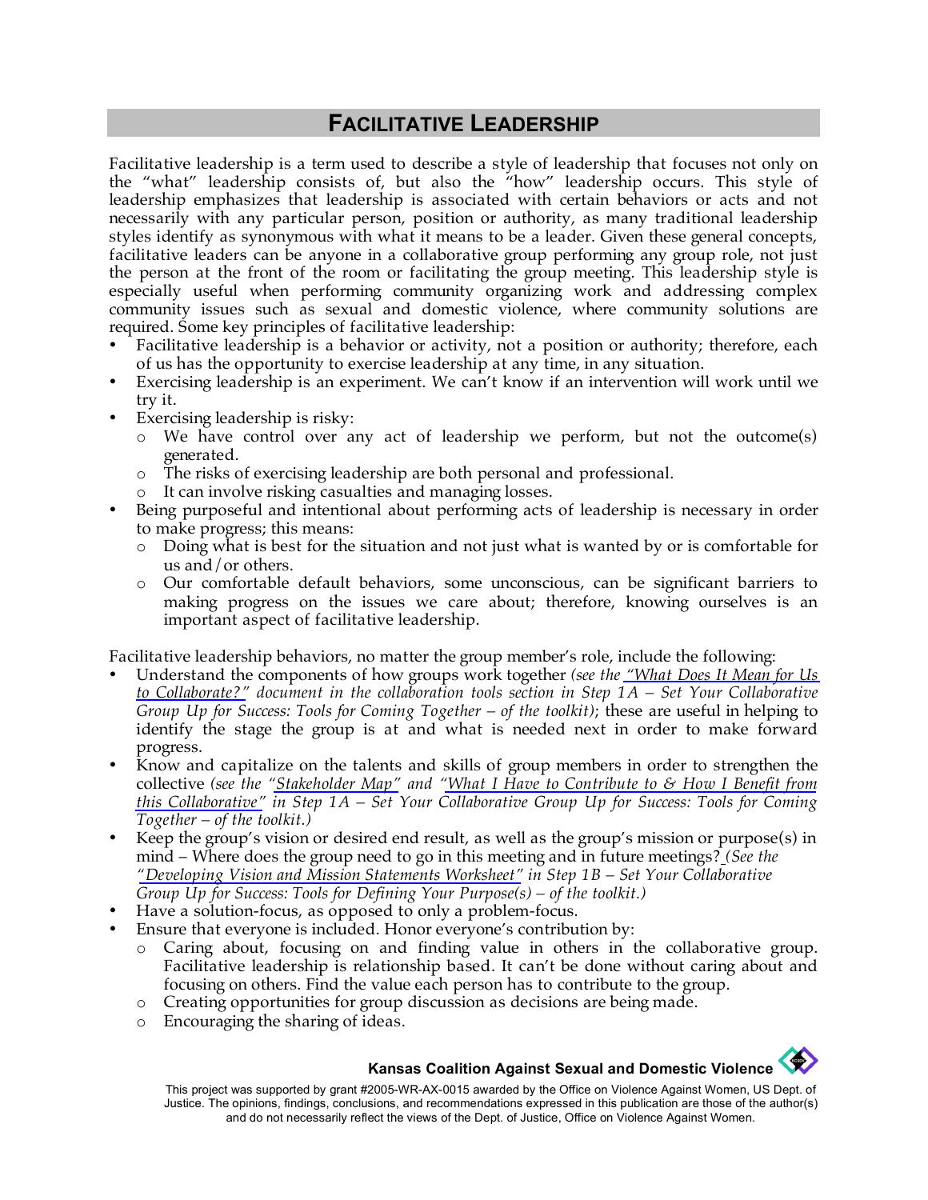## FACILITATIVE LEADERSHIP

Facilitative leadership is a term used to describe a style of leadership that focuses not only on the "what" leadership consists of, but also the "how" leadership occurs. This style of leadership emphasizes that leadership is associated with certain behaviors or acts and not necessarily with any particular person, position or authority, as many traditional leadership styles identify as synonymous with what it means to be a leader. Given these general concepts, facilitative leaders can be anyone in a collaborative group performing any group role, not just the person at the front of the room or facilitating the group meeting. This leadership style is especially useful when performing community organizing work and addressing complex community issues such as sexual and domestic violence, where community solutions are required. Some key principles of facilitative leadership:

- Facilitative leadership is a behavior or activity, not a position or authority; therefore, each of us has the opportunity to exercise leadership at any time, in any situation.
- Exercising leadership is an experiment. We can't know if an intervention will work until we try it.
- Exercising leadership is risky:
  - We have control over any act of leadership we perform, but not the outcome(s) generated.
  - The risks of exercising leadership are both personal and professional.
  - It can involve risking casualties and managing losses.
- Being purposeful and intentional about performing acts of leadership is necessary in order to make progress; this means:
  - Doing what is best for the situation and not just what is wanted by or is comfortable for us and/or others.
  - Our comfortable default behaviors, some unconscious, can be significant barriers to making progress on the issues we care about; therefore, knowing ourselves is an important aspect of facilitative leadership.

Facilitative leadership behaviors, no matter the group member's role, include the following:

- Understand the components of how groups work together *(see the "What Does It Mean for Us to Collaborate?" document in the collaboration tools section in Step 1A – Set Your Collaborative Group Up for Success: Tools for Coming Together – of the toolkit)*; these are useful in helping to identify the stage the group is at and what is needed next in order to make forward progress.
- Know and capitalize on the talents and skills of group members in order to strengthen the collective *(see the "Stakeholder Map" and "What I Have to Contribute to & How I Benefit from this Collaborative" in Step 1A – Set Your Collaborative Group Up for Success: Tools for Coming Together – of the toolkit.)*
- Keep the group's vision or desired end result, as well as the group's mission or purpose(s) in mind – Where does the group need to go in this meeting and in future meetings? *(See the "Developing Vision and Mission Statements Worksheet" in Step 1B – Set Your Collaborative Group Up for Success: Tools for Defining Your Purpose(s) – of the toolkit.)*
- Have a solution-focus, as opposed to only a problem-focus.
- Ensure that everyone is included. Honor everyone's contribution by:
  - Caring about, focusing on and finding value in others in the collaborative group. Facilitative leadership is relationship based. It can't be done without caring about and focusing on others. Find the value each person has to contribute to the group.
  - Creating opportunities for group discussion as decisions are being made.
  - Encouraging the sharing of ideas.

**Kansas Coalition Against Sexual and Domestic Violence**

This project was supported by grant #2005-WR-AX-0015 awarded by the Office on Violence Against Women, US Dept. of Justice. The opinions, findings, conclusions, and recommendations expressed in this publication are those of the author(s) and do not necessarily reflect the views of the Dept. of Justice, Office on Violence Against Women.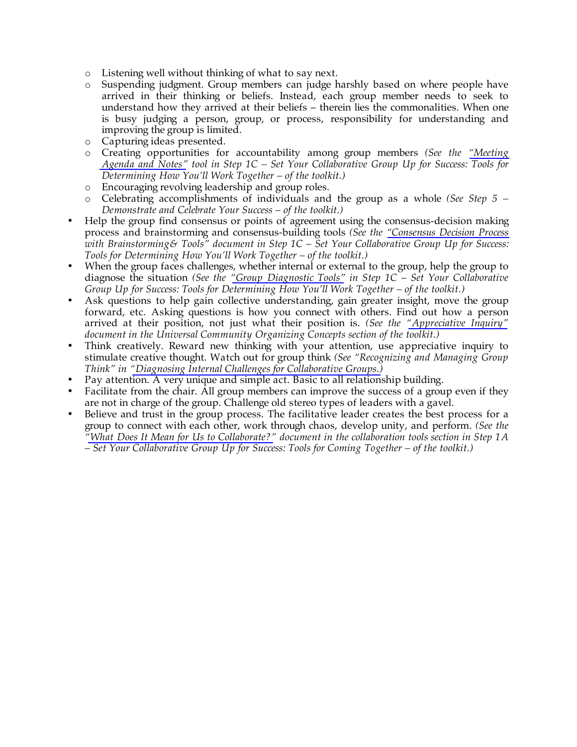- Listening well without thinking of what to say next.
  - Suspending judgment. Group members can judge harshly based on where people have arrived in their thinking or beliefs. Instead, each group member needs to seek to understand how they arrived at their beliefs – therein lies the commonalities. When one is busy judging a person, group, or process, responsibility for understanding and improving the group is limited.
  - Capturing ideas presented.
  - Creating opportunities for accountability among group members *(See the "Meeting Agenda and Notes" tool in Step 1C – Set Your Collaborative Group Up for Success: Tools for Determining How You'll Work Together – of the toolkit.)*
  - Encouraging revolving leadership and group roles.
  - Celebrating accomplishments of individuals and the group as a whole *(See Step 5 – Demonstrate and Celebrate Your Success – of the toolkit.)*
- Help the group find consensus or points of agreement using the consensus-decision making process and brainstorming and consensus-building tools *(See the "Consensus Decision Process with Brainstorming& Tools" document in Step 1C – Set Your Collaborative Group Up for Success: Tools for Determining How You'll Work Together – of the toolkit.)*
- When the group faces challenges, whether internal or external to the group, help the group to diagnose the situation *(See the "Group Diagnostic Tools" in Step 1C – Set Your Collaborative Group Up for Success: Tools for Determining How You'll Work Together – of the toolkit.)*
- Ask questions to help gain collective understanding, gain greater insight, move the group forward, etc. Asking questions is how you connect with others. Find out how a person arrived at their position, not just what their position is. *(See the "Appreciative Inquiry" document in the Universal Community Organizing Concepts section of the toolkit.)*
- Think creatively. Reward new thinking with your attention, use appreciative inquiry to stimulate creative thought. Watch out for group think *(See "Recognizing and Managing Group Think" in "Diagnosing Internal Challenges for Collaborative Groups.)*
- Pay attention. A very unique and simple act. Basic to all relationship building.
- Facilitate from the chair. All group members can improve the success of a group even if they are not in charge of the group. Challenge old stereo types of leaders with a gavel.
- Believe and trust in the group process. The facilitative leader creates the best process for a group to connect with each other, work through chaos, develop unity, and perform. *(See the "What Does It Mean for Us to Collaborate?" document in the collaboration tools section in Step 1A – Set Your Collaborative Group Up for Success: Tools for Coming Together – of the toolkit.)*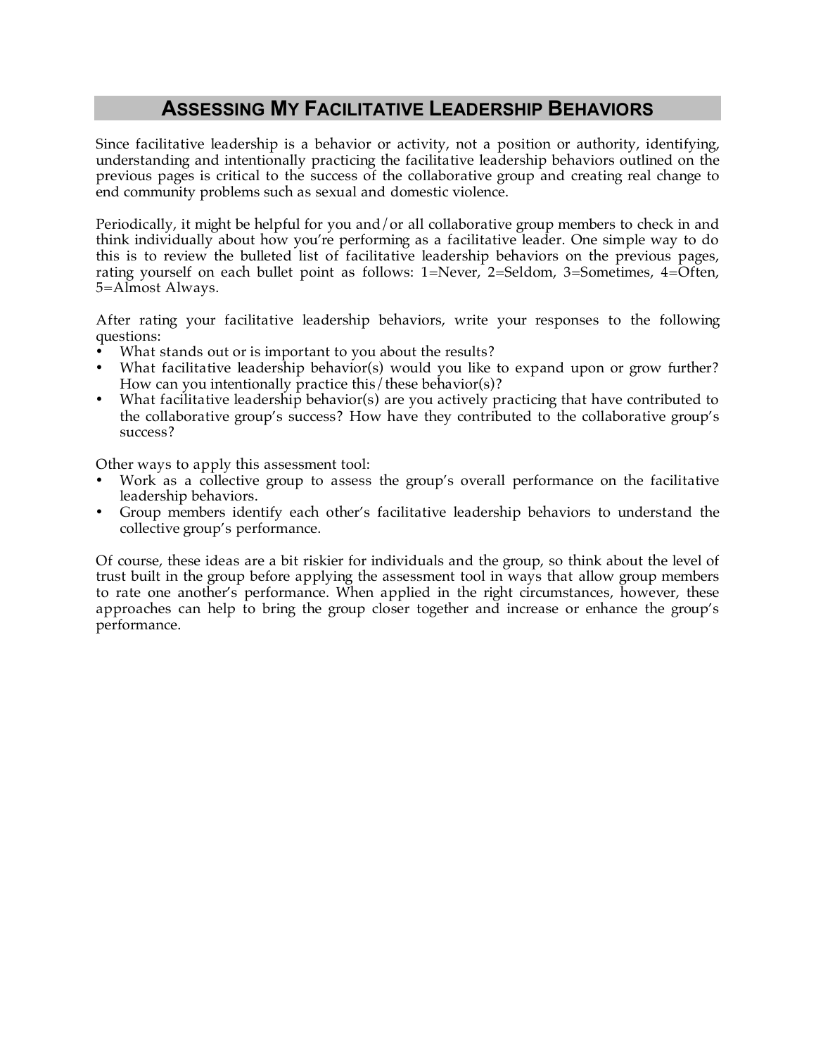## Assessing My Facilitative Leadership Behaviors

Since facilitative leadership is a behavior or activity, not a position or authority, identifying, understanding and intentionally practicing the facilitative leadership behaviors outlined on the previous pages is critical to the success of the collaborative group and creating real change to end community problems such as sexual and domestic violence.

Periodically, it might be helpful for you and/or all collaborative group members to check in and think individually about how you're performing as a facilitative leader. One simple way to do this is to review the bulleted list of facilitative leadership behaviors on the previous pages, rating yourself on each bullet point as follows: 1=Never, 2=Seldom, 3=Sometimes, 4=Often, 5=Almost Always.

After rating your facilitative leadership behaviors, write your responses to the following questions:

- What stands out or is important to you about the results?
- What facilitative leadership behavior(s) would you like to expand upon or grow further? How can you intentionally practice this/these behavior(s)?
- What facilitative leadership behavior(s) are you actively practicing that have contributed to the collaborative group's success? How have they contributed to the collaborative group's success?

Other ways to apply this assessment tool:

- Work as a collective group to assess the group's overall performance on the facilitative leadership behaviors.
- Group members identify each other's facilitative leadership behaviors to understand the collective group's performance.

Of course, these ideas are a bit riskier for individuals and the group, so think about the level of trust built in the group before applying the assessment tool in ways that allow group members to rate one another's performance. When applied in the right circumstances, however, these approaches can help to bring the group closer together and increase or enhance the group's performance.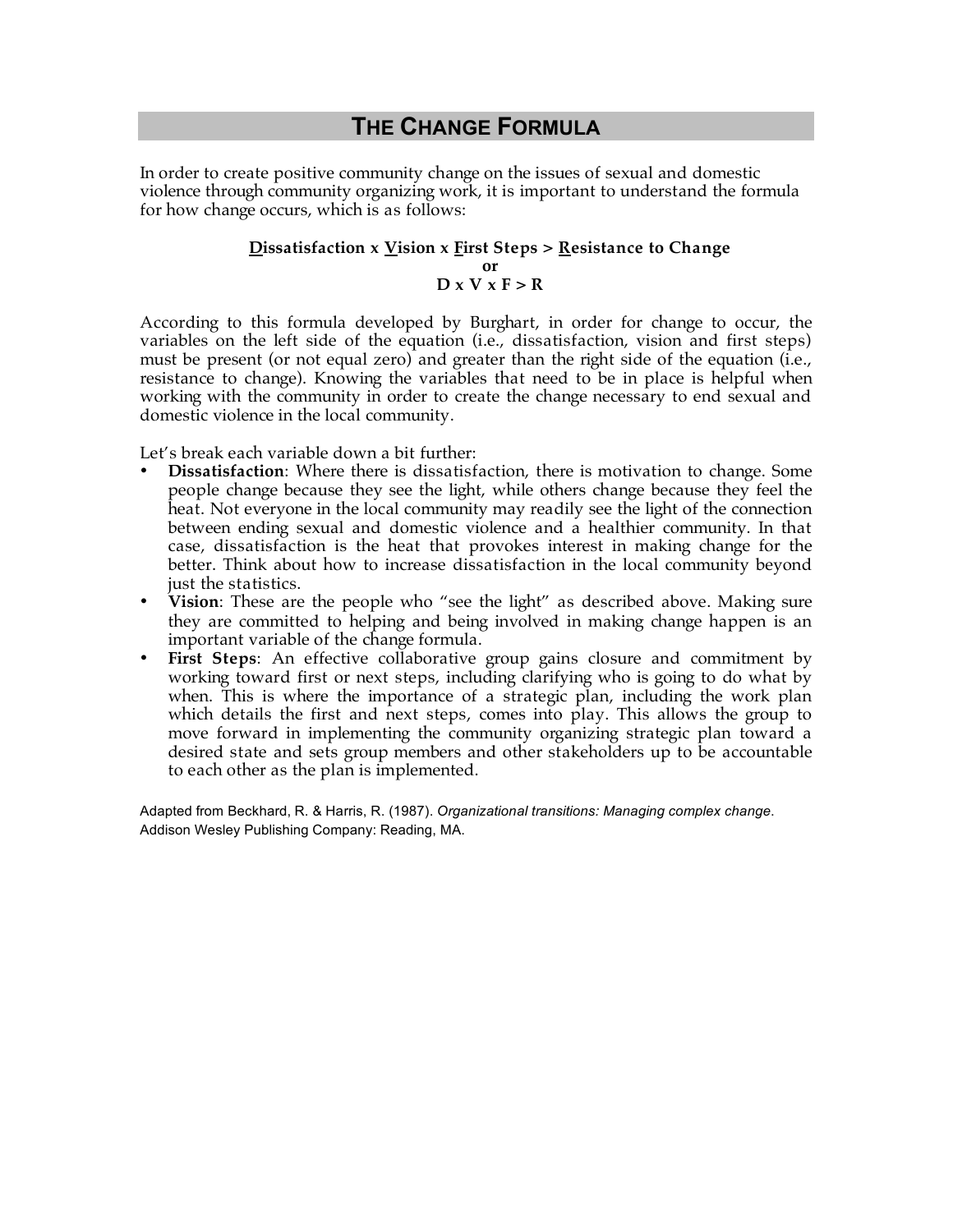# THE CHANGE FORMULA

In order to create positive community change on the issues of sexual and domestic violence through community organizing work, it is important to understand the formula for how change occurs, which is as follows:

**<u>D</u>issatisfaction x <u>V</u>ision x <u>F</u>irst Steps > <u>R</u>esistance to Change**
**or**
**D x V x F > R**

According to this formula developed by Burghart, in order for change to occur, the variables on the left side of the equation (i.e., dissatisfaction, vision and first steps) must be present (or not equal zero) and greater than the right side of the equation (i.e., resistance to change). Knowing the variables that need to be in place is helpful when working with the community in order to create the change necessary to end sexual and domestic violence in the local community.

Let's break each variable down a bit further:

- **Dissatisfaction**: Where there is dissatisfaction, there is motivation to change. Some people change because they see the light, while others change because they feel the heat. Not everyone in the local community may readily see the light of the connection between ending sexual and domestic violence and a healthier community. In that case, dissatisfaction is the heat that provokes interest in making change for the better. Think about how to increase dissatisfaction in the local community beyond just the statistics.
- **Vision**: These are the people who "see the light" as described above. Making sure they are committed to helping and being involved in making change happen is an important variable of the change formula.
- **First Steps**: An effective collaborative group gains closure and commitment by working toward first or next steps, including clarifying who is going to do what by when. This is where the importance of a strategic plan, including the work plan which details the first and next steps, comes into play. This allows the group to move forward in implementing the community organizing strategic plan toward a desired state and sets group members and other stakeholders up to be accountable to each other as the plan is implemented.

Adapted from Beckhard, R. & Harris, R. (1987). *Organizational transitions: Managing complex change*. Addison Wesley Publishing Company: Reading, MA.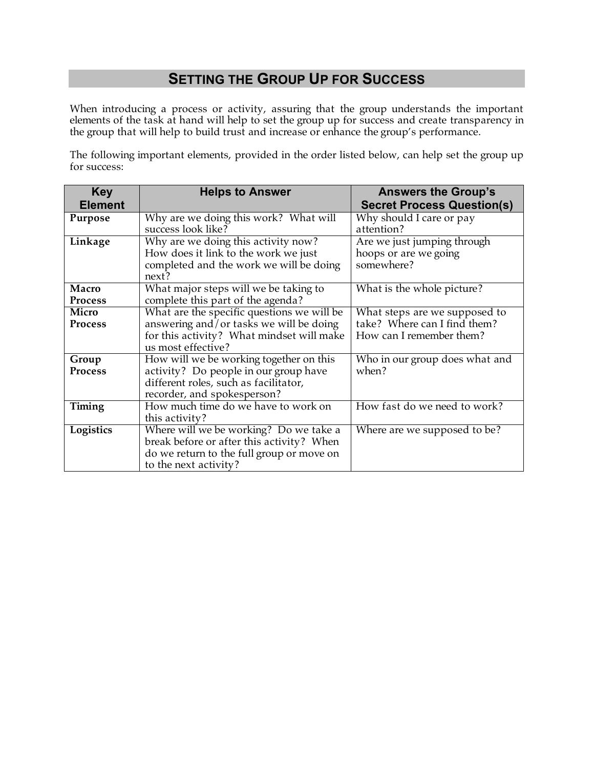## Setting the Group Up for Success

When introducing a process or activity, assuring that the group understands the important elements of the task at hand will help to set the group up for success and create transparency in the group that will help to build trust and increase or enhance the group's performance.

The following important elements, provided in the order listed below, can help set the group up for success:

| Key Element | Helps to Answer | Answers the Group's Secret Process Question(s) |
| --- | --- | --- |
| **Purpose** | Why are we doing this work? What will success look like? | Why should I care or pay attention? |
| **Linkage** | Why are we doing this activity now? How does it link to the work we just completed and the work we will be doing next? | Are we just jumping through hoops or are we going somewhere? |
| **Macro Process** | What major steps will we be taking to complete this part of the agenda? | What is the whole picture? |
| **Micro Process** | What are the specific questions we will be answering and/or tasks we will be doing for this activity? What mindset will make us most effective? | What steps are we supposed to take? Where can I find them? How can I remember them? |
| **Group Process** | How will we be working together on this activity? Do people in our group have different roles, such as facilitator, recorder, and spokesperson? | Who in our group does what and when? |
| **Timing** | How much time do we have to work on this activity? | How fast do we need to work? |
| **Logistics** | Where will we be working? Do we take a break before or after this activity? When do we return to the full group or move on to the next activity? | Where are we supposed to be? |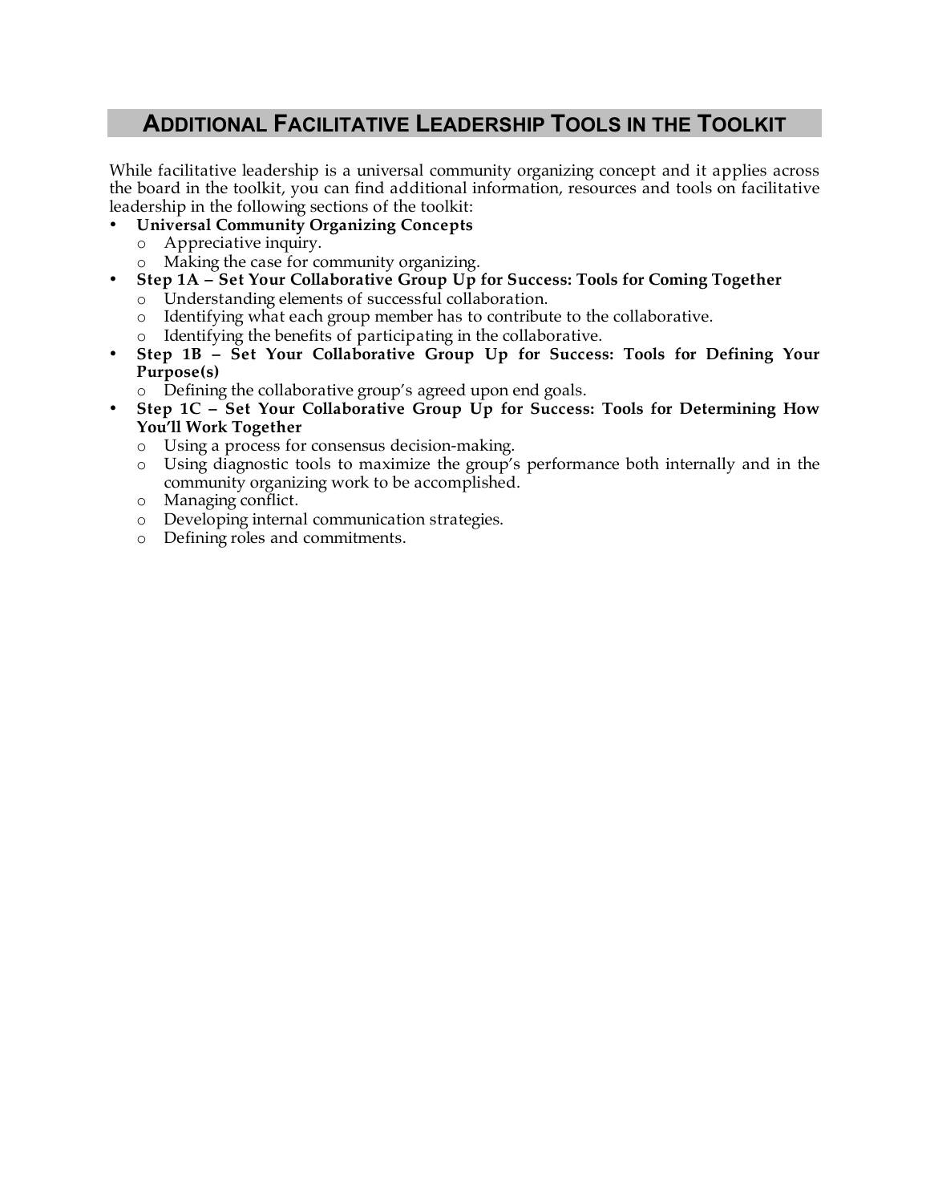## ADDITIONAL FACILITATIVE LEADERSHIP TOOLS IN THE TOOLKIT

While facilitative leadership is a universal community organizing concept and it applies across the board in the toolkit, you can find additional information, resources and tools on facilitative leadership in the following sections of the toolkit:

- **Universal Community Organizing Concepts**
  - Appreciative inquiry.
  - Making the case for community organizing.
- **Step 1A – Set Your Collaborative Group Up for Success: Tools for Coming Together**
  - Understanding elements of successful collaboration.
  - Identifying what each group member has to contribute to the collaborative.
  - Identifying the benefits of participating in the collaborative.
- **Step 1B – Set Your Collaborative Group Up for Success: Tools for Defining Your Purpose(s)**
  - Defining the collaborative group's agreed upon end goals.
- **Step 1C – Set Your Collaborative Group Up for Success: Tools for Determining How You'll Work Together**
  - Using a process for consensus decision-making.
  - Using diagnostic tools to maximize the group's performance both internally and in the community organizing work to be accomplished.
  - Managing conflict.
  - Developing internal communication strategies.
  - Defining roles and commitments.